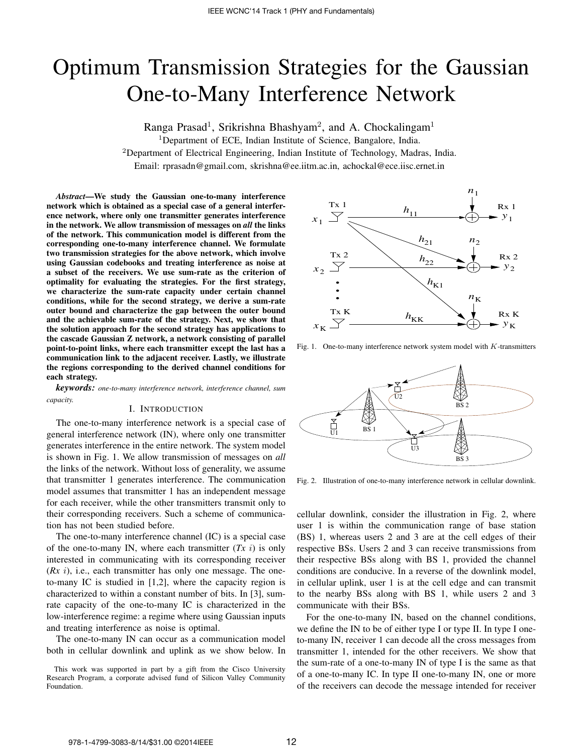# Optimum Transmission Strategies for the Gaussian One-to-Many Interference Network

Ranga Prasad[1], Srikrishna Bhashyam[2], and A. Chockalingam[1]

[1]Department of ECE, Indian Institute of Science, Bangalore, India.

[2]Department of Electrical Engineering, Indian Institute of Technology, Madras, India.

Email: rprasadn@gmail.com, skrishna@ee.iitm.ac.in, achockal@ece.iisc.ernet.in

***Abstract*—We study the Gaussian one-to-many interference network which is obtained as a special case of a general interference network, where only one transmitter generates interference in the network. We allow transmission of messages on *all* the links of the network. This communication model is different from the corresponding one-to-many interference channel. We formulate two transmission strategies for the above network, which involve using Gaussian codebooks and treating interference as noise at a subset of the receivers. We use sum-rate as the criterion of optimality for evaluating the strategies. For the first strategy, we characterize the sum-rate capacity under certain channel conditions, while for the second strategy, we derive a sum-rate outer bound and characterize the gap between the outer bound and the achievable sum-rate of the strategy. Next, we show that the solution approach for the second strategy has applications to the cascade Gaussian Z network, a network consisting of parallel point-to-point links, where each transmitter except the last has a communication link to the adjacent receiver. Lastly, we illustrate the regions corresponding to the derived channel conditions for each strategy.**

***keywords:*** *one-to-many interference network, interference channel, sum capacity.*

## I. Introduction

The one-to-many interference network is a special case of general interference network (IN), where only one transmitter generates interference in the entire network. The system model is shown in Fig. 1. We allow transmission of messages on *all* the links of the network. Without loss of generality, we assume that transmitter 1 generates interference. The communication model assumes that transmitter 1 has an independent message for each receiver, while the other transmitters transmit only to their corresponding receivers. Such a scheme of communication has not been studied before.

The one-to-many interference channel (IC) is a special case of the one-to-many IN, where each transmitter (*Tx i*) is only interested in communicating with its corresponding receiver (*Rx i*), i.e., each transmitter has only one message. The one-to-many IC is studied in [1,2], where the capacity region is characterized to within a constant number of bits. In [3], sum-rate capacity of the one-to-many IC is characterized in the low-interference regime: a regime where using Gaussian inputs and treating interference as noise is optimal.

The one-to-many IN can occur as a communication model both in cellular downlink and uplink as we show below. In cellular downlink, consider the illustration in Fig. 2, where user 1 is within the communication range of base station (BS) 1, whereas users 2 and 3 are at the cell edges of their respective BSs. Users 2 and 3 can receive transmissions from their respective BSs along with BS 1, provided the channel conditions are conducive. In a reverse of the downlink model, in cellular uplink, user 1 is at the cell edge and can transmit to the nearby BSs along with BS 1, while users 2 and 3 communicate with their BSs.

Fig. 1. One-to-many interference network system model with $K$-transmitters

Fig. 2. Illustration of one-to-many interference network in cellular downlink.

For the one-to-many IN, based on the channel conditions, we define the IN to be of either type I or type II. In type I one-to-many IN, receiver 1 can decode all the cross messages from transmitter 1, intended for the other receivers. We show that the sum-rate of a one-to-many IN of type I is the same as that of a one-to-many IC. In type II one-to-many IN, one or more of the receivers can decode the message intended for receiver

This work was supported in part by a gift from the Cisco University Research Program, a corporate advised fund of Silicon Valley Community Foundation.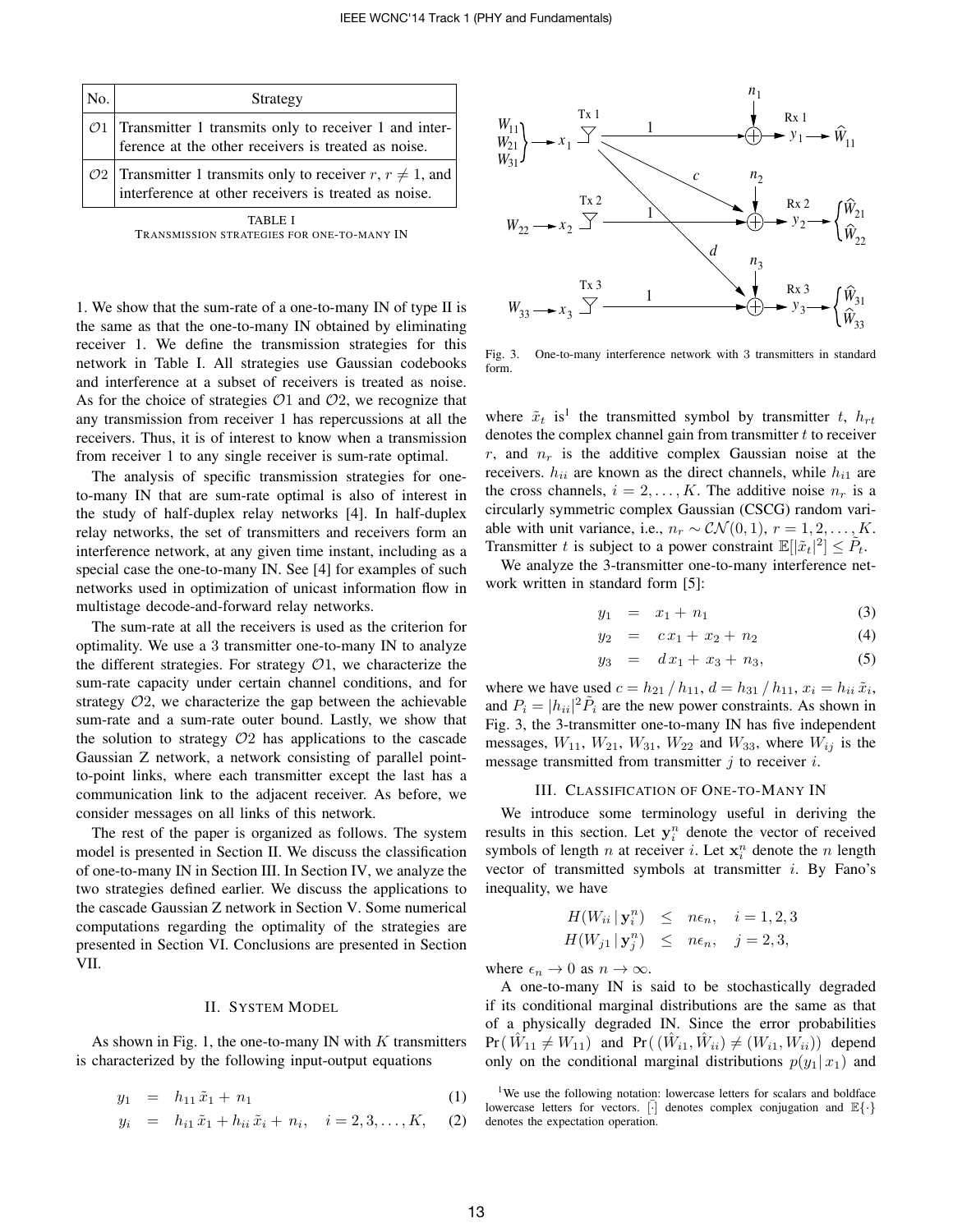| No. | Strategy |
| --- | --- |
| $\mathcal{O}1$ | Transmitter 1 transmits only to receiver 1 and interference at the other receivers is treated as noise. |
| $\mathcal{O}2$ | Transmitter 1 transmits only to receiver $r$, $r \neq 1$, and interference at other receivers is treated as noise. |

TABLE I
TRANSMISSION STRATEGIES FOR ONE-TO-MANY IN

1. We show that the sum-rate of a one-to-many IN of type II is the same as that the one-to-many IN obtained by eliminating receiver 1. We define the transmission strategies for this network in Table I. All strategies use Gaussian codebooks and interference at a subset of receivers is treated as noise. As for the choice of strategies $\mathcal{O}1$ and $\mathcal{O}2$, we recognize that any transmission from receiver 1 has repercussions at all the receivers. Thus, it is of interest to know when a transmission from receiver 1 to any single receiver is sum-rate optimal.

The analysis of specific transmission strategies for one-to-many IN that are sum-rate optimal is also of interest in the study of half-duplex relay networks [4]. In half-duplex relay networks, the set of transmitters and receivers form an interference network, at any given time instant, including as a special case the one-to-many IN. See [4] for examples of such networks used in optimization of unicast information flow in multistage decode-and-forward relay networks.

The sum-rate at all the receivers is used as the criterion for optimality. We use a 3 transmitter one-to-many IN to analyze the different strategies. For strategy $\mathcal{O}1$, we characterize the sum-rate capacity under certain channel conditions, and for strategy $\mathcal{O}2$, we characterize the gap between the achievable sum-rate and a sum-rate outer bound. Lastly, we show that the solution to strategy $\mathcal{O}2$ has applications to the cascade Gaussian Z network, a network consisting of parallel point-to-point links, where each transmitter except the last has a communication link to the adjacent receiver. As before, we consider messages on all links of this network.

The rest of the paper is organized as follows. The system model is presented in Section II. We discuss the classification of one-to-many IN in Section III. In Section IV, we analyze the two strategies defined earlier. We discuss the applications to the cascade Gaussian Z network in Section V. Some numerical computations regarding the optimality of the strategies are presented in Section VI. Conclusions are presented in Section VII.

## II. System Model

As shown in Fig. 1, the one-to-many IN with $K$ transmitters is characterized by the following input-output equations

$$y_1 = h_{11}\,\tilde{x}_1 + n_1 \tag{1}$$

$$y_i = h_{i1}\,\tilde{x}_1 + h_{ii}\,\tilde{x}_i + n_i, \quad i = 2, 3, \ldots, K, \tag{2}$$

Fig. 3. One-to-many interference network with 3 transmitters in standard form.

where $\tilde{x}_t$ is[1] the transmitted symbol by transmitter $t$, $h_{rt}$ denotes the complex channel gain from transmitter $t$ to receiver $r$, and $n_r$ is the additive complex Gaussian noise at the receivers. $h_{ii}$ are known as the direct channels, while $h_{i1}$ are the cross channels, $i = 2, \ldots, K$. The additive noise $n_r$ is a circularly symmetric complex Gaussian (CSCG) random variable with unit variance, i.e., $n_r \sim \mathcal{CN}(0, 1)$, $r = 1, 2, \ldots, K$. Transmitter $t$ is subject to a power constraint $\mathbb{E}[|\tilde{x}_t|^2] \leq \tilde{P}_t$.

We analyze the 3-transmitter one-to-many interference network written in standard form [5]:

$$y_1 = x_1 + n_1 \tag{3}$$

$$y_2 = c\,x_1 + x_2 + n_2 \tag{4}$$

$$y_3 = d\,x_1 + x_3 + n_3, \tag{5}$$

where we have used $c = h_{21}\,/\,h_{11}$, $d = h_{31}\,/\,h_{11}$, $x_i = h_{ii}\,\tilde{x}_i$, and $P_i = |h_{ii}|^2 \tilde{P}_i$ are the new power constraints. As shown in Fig. 3, the 3-transmitter one-to-many IN has five independent messages, $W_{11}$, $W_{21}$, $W_{31}$, $W_{22}$ and $W_{33}$, where $W_{ij}$ is the message transmitted from transmitter $j$ to receiver $i$.

## III. Classification of One-to-Many IN

We introduce some terminology useful in deriving the results in this section. Let $\mathbf{y}_i^n$ denote the vector of received symbols of length $n$ at receiver $i$. Let $\mathbf{x}_i^n$ denote the $n$ length vector of transmitted symbols at transmitter $i$. By Fano's inequality, we have

$$\begin{aligned} H(W_{ii}\,|\,\mathbf{y}_i^n) &\leq n\epsilon_n, \quad i = 1, 2, 3 \\ H(W_{j1}\,|\,\mathbf{y}_j^n) &\leq n\epsilon_n, \quad j = 2, 3, \end{aligned}$$

where $\epsilon_n \to 0$ as $n \to \infty$.

A one-to-many IN is said to be stochastically degraded if its conditional marginal distributions are the same as that of a physically degraded IN. Since the error probabilities $\Pr(\hat{W}_{11} \neq W_{11})$ and $\Pr((\hat{W}_{i1}, \hat{W}_{ii}) \neq (W_{i1}, W_{ii}))$ depend only on the conditional marginal distributions $p(y_1\,|\,x_1)$ and

[1] We use the following notation: lowercase letters for scalars and boldface lowercase letters for vectors. $\bar{[\cdot]}$ denotes complex conjugation and $\mathbb{E}\{\cdot\}$ denotes the expectation operation.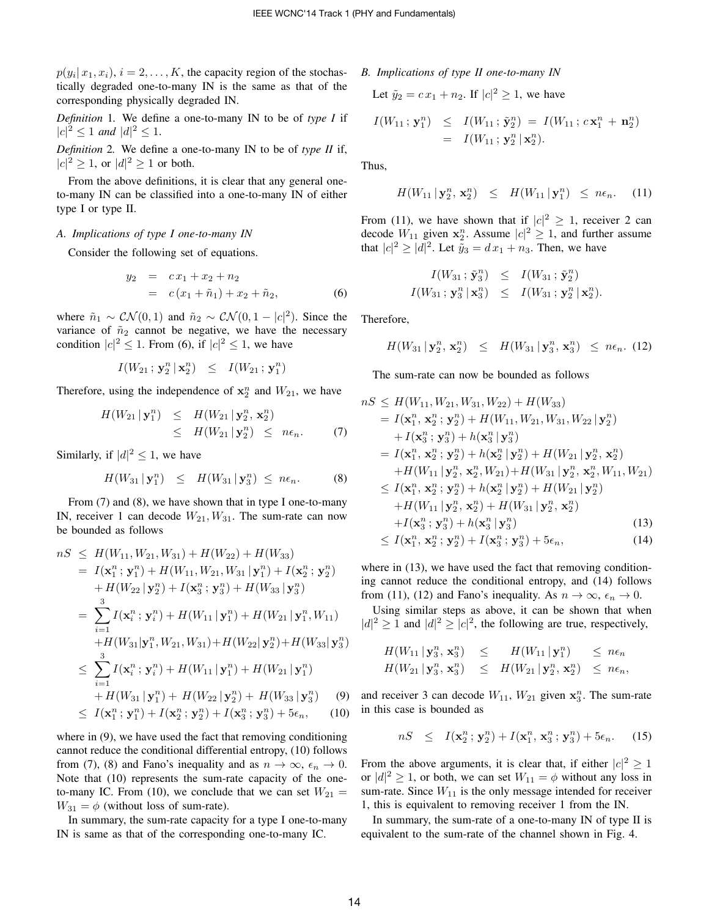$p(y_i | x_1, x_i)$, $i = 2, \ldots, K$, the capacity region of the stochastically degraded one-to-many IN is the same as that of the corresponding physically degraded IN.

*Definition* 1. We define a one-to-many IN to be of *type I* if $|c|^2 \leq 1$ *and* $|d|^2 \leq 1$.

*Definition* 2. We define a one-to-many IN to be of *type II* if, $|c|^2 \geq 1$, or $|d|^2 \geq 1$ or both.

From the above definitions, it is clear that any general one-to-many IN can be classified into a one-to-many IN of either type I or type II.

### A. Implications of type I one-to-many IN

Consider the following set of equations.

$$
\begin{aligned}
y_2 &= c\,x_1 + x_2 + n_2 \\
&= c\,(x_1 + \tilde{n}_1) + x_2 + \tilde{n}_2, \qquad (6)
\end{aligned}
$$

where $\tilde{n}_1 \sim \mathcal{CN}(0, 1)$ and $\tilde{n}_2 \sim \mathcal{CN}(0, 1 - |c|^2)$. Since the variance of $\tilde{n}_2$ cannot be negative, we have the necessary condition $|c|^2 \leq 1$. From (6), if $|c|^2 \leq 1$, we have

$$
I(W_{21}\,;\,\mathbf{y}_2^n\,|\,\mathbf{x}_2^n) \;\leq\; I(W_{21}\,;\,\mathbf{y}_1^n)
$$

Therefore, using the independence of $\mathbf{x}_2^n$ and $W_{21}$, we have

$$
\begin{aligned}
H(W_{21}\,|\,\mathbf{y}_1^n) &\leq H(W_{21}\,|\,\mathbf{y}_2^n,\,\mathbf{x}_2^n) \\
&\leq H(W_{21}\,|\,\mathbf{y}_2^n) \;\leq\; n\epsilon_n. \qquad (7)
\end{aligned}
$$

Similarly, if $|d|^2 \leq 1$, we have

$$
H(W_{31}\,|\,\mathbf{y}_1^n) \;\leq\; H(W_{31}\,|\,\mathbf{y}_3^n) \;\leq\; n\epsilon_n. \qquad (8)
$$

From (7) and (8), we have shown that in type I one-to-many IN, receiver 1 can decode $W_{21}, W_{31}$. The sum-rate can now be bounded as follows

$$
\begin{aligned}
nS &\leq H(W_{11}, W_{21}, W_{31}) + H(W_{22}) + H(W_{33}) \\
&= I(\mathbf{x}_1^n\,;\,\mathbf{y}_1^n) + H(W_{11}, W_{21}, W_{31}\,|\,\mathbf{y}_1^n) + I(\mathbf{x}_2^n\,;\,\mathbf{y}_2^n) \\
&\quad + H(W_{22}\,|\,\mathbf{y}_2^n) + I(\mathbf{x}_3^n\,;\,\mathbf{y}_3^n) + H(W_{33}\,|\,\mathbf{y}_3^n) \\
&= \sum_{i=1}^{3} I(\mathbf{x}_i^n\,;\,\mathbf{y}_i^n) + H(W_{11}\,|\,\mathbf{y}_1^n) + H(W_{21}\,|\,\mathbf{y}_1^n, W_{11}) \\
&\quad + H(W_{31}|\mathbf{y}_1^n, W_{21}, W_{31}) + H(W_{22}|\,\mathbf{y}_2^n) + H(W_{33}|\,\mathbf{y}_3^n) \\
&\leq \sum_{i=1}^{3} I(\mathbf{x}_i^n\,;\,\mathbf{y}_i^n) + H(W_{11}\,|\,\mathbf{y}_1^n) + H(W_{21}\,|\,\mathbf{y}_1^n) \\
&\quad + H(W_{31}\,|\,\mathbf{y}_1^n) + H(W_{22}\,|\,\mathbf{y}_2^n) + H(W_{33}\,|\,\mathbf{y}_3^n) \qquad (9) \\
&\leq I(\mathbf{x}_1^n\,;\,\mathbf{y}_1^n) + I(\mathbf{x}_2^n\,;\,\mathbf{y}_2^n) + I(\mathbf{x}_3^n\,;\,\mathbf{y}_3^n) + 5\epsilon_n, \qquad (10)
\end{aligned}
$$

where in (9), we have used the fact that removing conditioning cannot reduce the conditional differential entropy, (10) follows from (7), (8) and Fano's inequality and as $n \to \infty$, $\epsilon_n \to 0$. Note that (10) represents the sum-rate capacity of the one-to-many IC. From (10), we conclude that we can set $W_{21} = W_{31} = \phi$ (without loss of sum-rate).

In summary, the sum-rate capacity for a type I one-to-many IN is same as that of the corresponding one-to-many IC.

### B. Implications of type II one-to-many IN

Let $\tilde{y}_2 = c\,x_1 + n_2$. If $|c|^2 \geq 1$, we have

$$
\begin{aligned}
I(W_{11}\,;\,\mathbf{y}_1^n) &\leq I(W_{11}\,;\,\tilde{\mathbf{y}}_2^n) \;=\; I(W_{11}\,;\,c\,\mathbf{x}_1^n + \mathbf{n}_2^n) \\
&= I(W_{11}\,;\,\mathbf{y}_2^n\,|\,\mathbf{x}_2^n).
\end{aligned}
$$

Thus,

$$
H(W_{11}\,|\,\mathbf{y}_2^n,\,\mathbf{x}_2^n) \;\leq\; H(W_{11}\,|\,\mathbf{y}_1^n) \;\leq\; n\epsilon_n. \qquad (11)
$$

From (11), we have shown that if $|c|^2 \geq 1$, receiver 2 can decode $W_{11}$ given $\mathbf{x}_2^n$. Assume $|c|^2 \geq 1$, and further assume that $|c|^2 \geq |d|^2$. Let $\tilde{y}_3 = d\,x_1 + n_3$. Then, we have

$$
\begin{aligned}
I(W_{31}\,;\,\tilde{\mathbf{y}}_3^n) &\leq I(W_{31}\,;\,\tilde{\mathbf{y}}_2^n) \\
I(W_{31}\,;\,\mathbf{y}_3^n\,|\,\mathbf{x}_3^n) &\leq I(W_{31}\,;\,\mathbf{y}_2^n\,|\,\mathbf{x}_2^n).
\end{aligned}
$$

Therefore,

$$
H(W_{31}\,|\,\mathbf{y}_2^n,\,\mathbf{x}_2^n) \;\leq\; H(W_{31}\,|\,\mathbf{y}_3^n,\,\mathbf{x}_3^n) \;\leq\; n\epsilon_n. \qquad (12)
$$

The sum-rate can now be bounded as follows

$$
\begin{aligned}
nS &\leq H(W_{11}, W_{21}, W_{31}, W_{22}) + H(W_{33}) \\
&= I(\mathbf{x}_1^n,\,\mathbf{x}_2^n\,;\,\mathbf{y}_2^n) + H(W_{11}, W_{21}, W_{31}, W_{22}\,|\,\mathbf{y}_2^n) \\
&\quad + I(\mathbf{x}_3^n\,;\,\mathbf{y}_3^n) + h(\mathbf{x}_3^n\,|\,\mathbf{y}_3^n) \\
&= I(\mathbf{x}_1^n,\,\mathbf{x}_2^n\,;\,\mathbf{y}_2^n) + h(\mathbf{x}_2^n\,|\,\mathbf{y}_2^n) + H(W_{21}\,|\,\mathbf{y}_2^n,\,\mathbf{x}_2^n) \\
&\quad + H(W_{11}\,|\,\mathbf{y}_2^n,\,\mathbf{x}_2^n, W_{21}) + H(W_{31}\,|\,\mathbf{y}_2^n,\,\mathbf{x}_2^n, W_{11}, W_{21}) \\
&\leq I(\mathbf{x}_1^n,\,\mathbf{x}_2^n\,;\,\mathbf{y}_2^n) + h(\mathbf{x}_2^n\,|\,\mathbf{y}_2^n) + H(W_{21}\,|\,\mathbf{y}_2^n) \\
&\quad + H(W_{11}\,|\,\mathbf{y}_2^n,\,\mathbf{x}_2^n) + H(W_{31}\,|\,\mathbf{y}_2^n,\,\mathbf{x}_2^n) \\
&\quad + I(\mathbf{x}_3^n\,;\,\mathbf{y}_3^n) + h(\mathbf{x}_3^n\,|\,\mathbf{y}_3^n) \qquad (13) \\
&\leq I(\mathbf{x}_1^n,\,\mathbf{x}_2^n\,;\,\mathbf{y}_2^n) + I(\mathbf{x}_3^n\,;\,\mathbf{y}_3^n) + 5\epsilon_n, \qquad (14)
\end{aligned}
$$

where in (13), we have used the fact that removing conditioning cannot reduce the conditional entropy, and (14) follows from (11), (12) and Fano's inequality. As $n \to \infty$, $\epsilon_n \to 0$.

Using similar steps as above, it can be shown that when $|d|^2 \geq 1$ and $|d|^2 \geq |c|^2$, the following are true, respectively,

$$
\begin{aligned}
H(W_{11}\,|\,\mathbf{y}_3^n,\,\mathbf{x}_3^n) &\leq H(W_{11}\,|\,\mathbf{y}_1^n) \leq n\epsilon_n \\
H(W_{21}\,|\,\mathbf{y}_3^n,\,\mathbf{x}_3^n) &\leq H(W_{21}\,|\,\mathbf{y}_2^n,\,\mathbf{x}_2^n) \leq n\epsilon_n,
\end{aligned}
$$

and receiver 3 can decode $W_{11}$, $W_{21}$ given $\mathbf{x}_3^n$. The sum-rate in this case is bounded as

$$
nS \;\leq\; I(\mathbf{x}_2^n\,;\,\mathbf{y}_2^n) + I(\mathbf{x}_1^n,\,\mathbf{x}_3^n\,;\,\mathbf{y}_3^n) + 5\epsilon_n. \qquad (15)
$$

From the above arguments, it is clear that, if either $|c|^2 \geq 1$ or $|d|^2 \geq 1$, or both, we can set $W_{11} = \phi$ without any loss in sum-rate. Since $W_{11}$ is the only message intended for receiver 1, this is equivalent to removing receiver 1 from the IN.

In summary, the sum-rate of a one-to-many IN of type II is equivalent to the sum-rate of the channel shown in Fig. 4.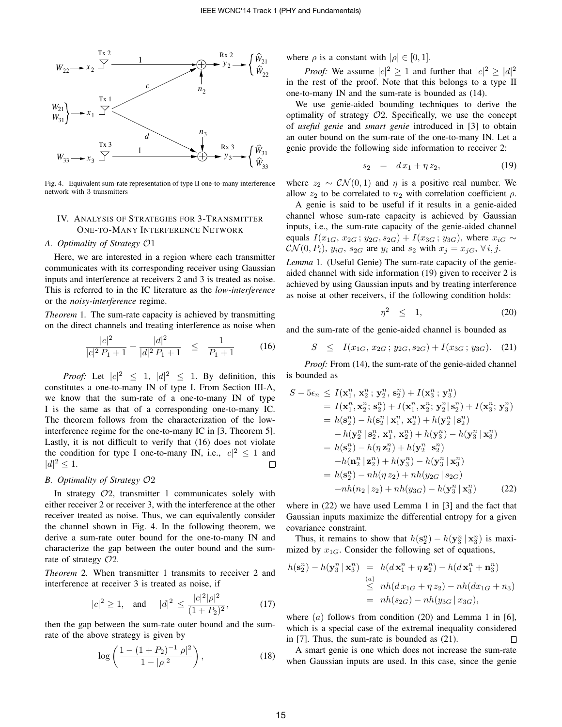Fig. 4. Equivalent sum-rate representation of type II one-to-many interference network with 3 transmitters

## IV. Analysis of Strategies for 3-Transmitter One-to-Many Interference Network

### A. Optimality of Strategy $\mathcal{O}1$

Here, we are interested in a region where each transmitter communicates with its corresponding receiver using Gaussian inputs and interference at receivers 2 and 3 is treated as noise. This is referred to in the IC literature as the *low-interference* or the *noisy-interference* regime.

*Theorem 1.* The sum-rate capacity is achieved by transmitting on the direct channels and treating interference as noise when

$$\frac{|c|^2}{|c|^2 P_1 + 1} + \frac{|d|^2}{|d|^2 P_1 + 1} \leq \frac{1}{P_1 + 1} \tag{16}$$

*Proof:* Let $|c|^2 \leq 1$, $|d|^2 \leq 1$. By definition, this constitutes a one-to-many IN of type I. From Section III-A, we know that the sum-rate of a one-to-many IN of type I is the same as that of a corresponding one-to-many IC. The theorem follows from the characterization of the low-interference regime for the one-to-many IC in [3, Theorem 5]. Lastly, it is not difficult to verify that (16) does not violate the condition for type I one-to-many IN, i.e., $|c|^2 \leq 1$ and $|d|^2 \leq 1$. $\square$

### B. Optimality of Strategy $\mathcal{O}2$

In strategy $\mathcal{O}2$, transmitter 1 communicates solely with either receiver 2 or receiver 3, with the interference at the other receiver treated as noise. Thus, we can equivalently consider the channel shown in Fig. 4. In the following theorem, we derive a sum-rate outer bound for the one-to-many IN and characterize the gap between the outer bound and the sum-rate of strategy $\mathcal{O}2$.

*Theorem 2.* When transmitter 1 transmits to receiver 2 and interference at receiver 3 is treated as noise, if

$$|c|^2 \geq 1, \quad \text{and} \quad |d|^2 \leq \frac{|c|^2 |\rho|^2}{(1 + P_2)^2}, \tag{17}$$

then the gap between the sum-rate outer bound and the sum-rate of the above strategy is given by

$$\log\left(\frac{1 - (1 + P_2)^{-1}|\rho|^2}{1 - |\rho|^2}\right), \tag{18}$$

where $\rho$ is a constant with $|\rho| \in [0, 1]$.

*Proof:* We assume $|c|^2 \geq 1$ and further that $|c|^2 \geq |d|^2$ in the rest of the proof. Note that this belongs to a type II one-to-many IN and the sum-rate is bounded as (14).

We use genie-aided bounding techniques to derive the optimality of strategy $\mathcal{O}2$. Specifically, we use the concept of *useful genie* and *smart genie* introduced in [3] to obtain an outer bound on the sum-rate of the one-to-many IN. Let a genie provide the following side information to receiver 2:

$$s_2 = d\, x_1 + \eta\, z_2, \tag{19}$$

where $z_2 \sim \mathcal{CN}(0, 1)$ and $\eta$ is a positive real number. We allow $z_2$ to be correlated to $n_2$ with correlation coefficient $\rho$.

A genie is said to be useful if it results in a genie-aided channel whose sum-rate capacity is achieved by Gaussian inputs, i.e., the sum-rate capacity of the genie-aided channel equals $I(x_{1G}, x_{2G}\, ; y_{2G}, s_{2G}) + I(x_{3G}\, ; y_{3G})$, where $x_{iG} \sim \mathcal{CN}(0, P_i)$, $y_{iG}$, $s_{2G}$ are $y_i$ and $s_2$ with $x_j = x_{jG}, \forall\, i, j$.

*Lemma 1.* (Useful Genie) The sum-rate capacity of the genie-aided channel with side information (19) given to receiver 2 is achieved by using Gaussian inputs and by treating interference as noise at other receivers, if the following condition holds:

$$\eta^2 \leq 1, \tag{20}$$

and the sum-rate of the genie-aided channel is bounded as

$$S \leq I(x_{1G}, x_{2G}\, ; y_{2G}, s_{2G}) + I(x_{3G}\, ; y_{3G}). \tag{21}$$

*Proof:* From (14), the sum-rate of the genie-aided channel is bounded as

$$\begin{aligned}
S - 5\epsilon_n &\leq I(\mathbf{x}_1^n, \mathbf{x}_2^n\, ; \mathbf{y}_2^n, \mathbf{s}_2^n) + I(\mathbf{x}_3^n\, ; \mathbf{y}_3^n) \\
&= I(\mathbf{x}_1^n, \mathbf{x}_2^n; \mathbf{s}_2^n) + I(\mathbf{x}_1^n, \mathbf{x}_2^n; \mathbf{y}_2^n | \mathbf{s}_2^n) + I(\mathbf{x}_3^n; \mathbf{y}_3^n) \\
&= h(\mathbf{s}_2^n) - h(\mathbf{s}_2^n \,|\, \mathbf{x}_1^n, \mathbf{x}_2^n) + h(\mathbf{y}_2^n \,|\, \mathbf{s}_2^n) \\
&\quad - h(\mathbf{y}_2^n \,|\, \mathbf{s}_2^n, \mathbf{x}_1^n, \mathbf{x}_2^n) + h(\mathbf{y}_3^n) - h(\mathbf{y}_3^n \,|\, \mathbf{x}_3^n) \\
&= h(\mathbf{s}_2^n) - h(\eta\, \mathbf{z}_2^n) + h(\mathbf{y}_2^n \,|\, \mathbf{s}_2^n) \\
&\quad - h(\mathbf{n}_2^n \,|\, \mathbf{z}_2^n) + h(\mathbf{y}_3^n) - h(\mathbf{y}_3^n \,|\, \mathbf{x}_3^n) \\
&= h(\mathbf{s}_2^n) - nh(\eta\, z_2) + nh(y_{2G} \,|\, s_{2G}) \\
&\quad - nh(n_2 \,|\, z_2) + nh(y_{3G}) - h(\mathbf{y}_3^n \,|\, \mathbf{x}_3^n)
\end{aligned} \tag{22}$$

where in (22) we have used Lemma 1 in [3] and the fact that Gaussian inputs maximize the differential entropy for a given covariance constraint.

Thus, it remains to show that $h(\mathbf{s}_2^n) - h(\mathbf{y}_3^n \,|\, \mathbf{x}_3^n)$ is maximized by $x_{1G}$. Consider the following set of equations,

$$\begin{aligned}
h(\mathbf{s}_2^n) - h(\mathbf{y}_3^n \,|\, \mathbf{x}_3^n) &= h(d\, \mathbf{x}_1^n + \eta\, \mathbf{z}_2^n) - h(d\, \mathbf{x}_1^n + \mathbf{n}_3^n) \\
&\overset{(a)}{\leq} nh(d\, x_{1G} + \eta\, z_2) - nh(d x_{1G} + n_3) \\
&= nh(s_{2G}) - nh(y_{3G} \,|\, x_{3G}),
\end{aligned}$$

where $(a)$ follows from condition (20) and Lemma 1 in [6], which is a special case of the extremal inequality considered in [7]. Thus, the sum-rate is bounded as (21). $\square$

A smart genie is one which does not increase the sum-rate when Gaussian inputs are used. In this case, since the genie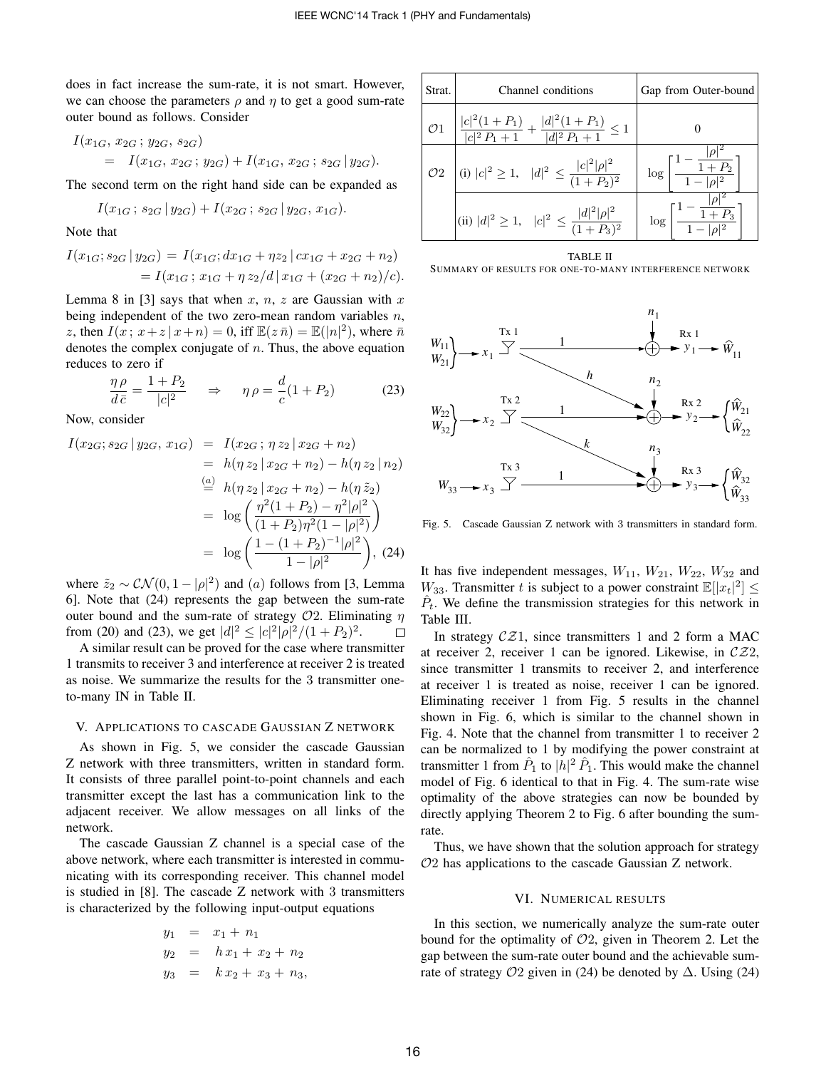does in fact increase the sum-rate, it is not smart. However, we can choose the parameters $\rho$ and $\eta$ to get a good sum-rate outer bound as follows. Consider

$$
\begin{aligned}
& I(x_{1G},\, x_{2G}\,;\, y_{2G},\, s_{2G}) \\
&\quad = \; I(x_{1G},\, x_{2G}\,;\, y_{2G}) + I(x_{1G},\, x_{2G}\,;\, s_{2G}\,|\, y_{2G}).
\end{aligned}
$$

The second term on the right hand side can be expanded as

$$
I(x_{1G}\,;\, s_{2G}\,|\, y_{2G}) + I(x_{2G}\,;\, s_{2G}\,|\, y_{2G},\, x_{1G}).
$$

Note that

$$
\begin{aligned}
I(x_{1G}; s_{2G}\,|\, y_{2G}) &= I(x_{1G}; d x_{1G} + \eta z_2\,|\, c x_{1G} + x_{2G} + n_2) \\
&= I(x_{1G}\,;\, x_{1G} + \eta\, z_2/d\,|\, x_{1G} + (x_{2G} + n_2)/c).
\end{aligned}
$$

Lemma 8 in [3] says that when $x$, $n$, $z$ are Gaussian with $x$ being independent of the two zero-mean random variables $n$, $z$, then $I(x\,;\, x+z\,|\, x+n) = 0$, iff $\mathbb{E}(z\,\bar{n}) = \mathbb{E}(|n|^2)$, where $\bar{n}$ denotes the complex conjugate of $n$. Thus, the above equation reduces to zero if

$$
\frac{\eta\,\rho}{d\,\bar{c}} = \frac{1+P_2}{|c|^2} \quad\Rightarrow\quad \eta\,\rho = \frac{d}{c}(1+P_2) \tag{23}
$$

Now, consider

$$
\begin{aligned}
I(x_{2G}; s_{2G}\,|\, y_{2G},\, x_{1G}) &= I(x_{2G}\,;\, \eta\, z_2\,|\, x_{2G} + n_2) \\
&= h(\eta\, z_2\,|\, x_{2G} + n_2) - h(\eta\, z_2\,|\, n_2) \\
&\overset{(a)}{=} h(\eta\, z_2\,|\, x_{2G} + n_2) - h(\eta\, \tilde{z}_2) \\
&= \log\left(\frac{\eta^2(1+P_2) - \eta^2|\rho|^2}{(1+P_2)\eta^2(1-|\rho|^2)}\right) \\
&= \log\left(\frac{1-(1+P_2)^{-1}|\rho|^2}{1-|\rho|^2}\right), \quad (24)
\end{aligned}
$$

where $\tilde{z}_2 \sim \mathcal{CN}(0, 1-|\rho|^2)$ and $(a)$ follows from [3, Lemma 6]. Note that (24) represents the gap between the sum-rate outer bound and the sum-rate of strategy $\mathcal{O}2$. Eliminating $\eta$ from (20) and (23), we get $|d|^2 \leq |c|^2|\rho|^2/(1+P_2)^2$. $\square$

A similar result can be proved for the case where transmitter 1 transmits to receiver 3 and interference at receiver 2 is treated as noise. We summarize the results for the 3 transmitter one-to-many IN in Table II.

## V. Applications to cascade Gaussian Z network

As shown in Fig. 5, we consider the cascade Gaussian Z network with three transmitters, written in standard form. It consists of three parallel point-to-point channels and each transmitter except the last has a communication link to the adjacent receiver. We allow messages on all links of the network.

The cascade Gaussian Z channel is a special case of the above network, where each transmitter is interested in communicating with its corresponding receiver. This channel model is studied in [8]. The cascade Z network with 3 transmitters is characterized by the following input-output equations

$$
\begin{aligned}
y_1 &= x_1 + n_1 \\
y_2 &= h\, x_1 + x_2 + n_2 \\
y_3 &= k\, x_2 + x_3 + n_3,
\end{aligned}
$$

| Strat. | Channel conditions | Gap from Outer-bound |
|---|---|---|
| $\mathcal{O}1$ | $\dfrac{\lvert c\rvert^2(1+P_1)}{\lvert c\rvert^2 P_1 + 1} + \dfrac{\lvert d\rvert^2(1+P_1)}{\lvert d\rvert^2 P_1 + 1} \leq 1$ | 0 |
| $\mathcal{O}2$ | (i) $\lvert c\rvert^2 \geq 1, \quad \lvert d\rvert^2 \leq \dfrac{\lvert c\rvert^2\lvert\rho\rvert^2}{(1+P_2)^2}$ | $\log\left[\dfrac{1-\dfrac{\lvert\rho\rvert^2}{1+P_2}}{1-\lvert\rho\rvert^2}\right]$ |
| | (ii) $\lvert d\rvert^2 \geq 1, \quad \lvert c\rvert^2 \leq \dfrac{\lvert d\rvert^2\lvert\rho\rvert^2}{(1+P_3)^2}$ | $\log\left[\dfrac{1-\dfrac{\lvert\rho\rvert^2}{1+P_3}}{1-\lvert\rho\rvert^2}\right]$ |

TABLE II
Summary of results for one-to-many interference network

Fig. 5. Cascade Gaussian Z network with 3 transmitters in standard form.

It has five independent messages, $W_{11}$, $W_{21}$, $W_{22}$, $W_{32}$ and $W_{33}$. Transmitter $t$ is subject to a power constraint $\mathbb{E}[|x_t|^2] \leq \hat{P}_t$. We define the transmission strategies for this network in Table III.

In strategy $\mathcal{CZ}1$, since transmitters 1 and 2 form a MAC at receiver 2, receiver 1 can be ignored. Likewise, in $\mathcal{CZ}2$, since transmitter 1 transmits to receiver 2, and interference at receiver 1 is treated as noise, receiver 1 can be ignored. Eliminating receiver 1 from Fig. 5 results in the channel shown in Fig. 6, which is similar to the channel shown in Fig. 4. Note that the channel from transmitter 1 to receiver 2 can be normalized to 1 by modifying the power constraint at transmitter 1 from $\hat{P}_1$ to $|h|^2\,\hat{P}_1$. This would make the channel model of Fig. 6 identical to that in Fig. 4. The sum-rate wise optimality of the above strategies can now be bounded by directly applying Theorem 2 to Fig. 6 after bounding the sum-rate.

Thus, we have shown that the solution approach for strategy $\mathcal{O}2$ has applications to the cascade Gaussian Z network.

## VI. Numerical results

In this section, we numerically analyze the sum-rate outer bound for the optimality of $\mathcal{O}2$, given in Theorem 2. Let the gap between the sum-rate outer bound and the achievable sum-rate of strategy $\mathcal{O}2$ given in (24) be denoted by $\Delta$. Using (24)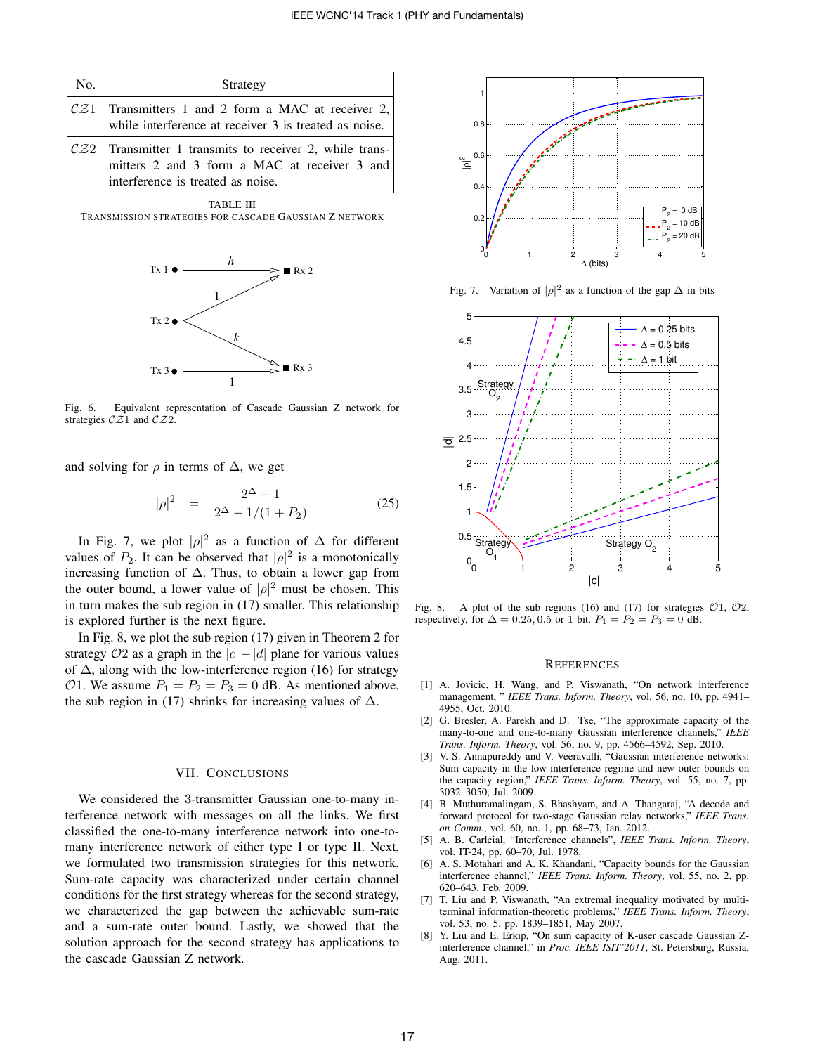| No. | Strategy |
|---|---|
| $\mathcal{CZ}1$ | Transmitters 1 and 2 form a MAC at receiver 2, while interference at receiver 3 is treated as noise. |
| $\mathcal{CZ}2$ | Transmitter 1 transmits to receiver 2, while transmitters 2 and 3 form a MAC at receiver 3 and interference is treated as noise. |

TABLE III
TRANSMISSION STRATEGIES FOR CASCADE GAUSSIAN Z NETWORK

Tx 1
Tx 2
Tx 3
Rx 2
Rx 3
h
1
k
1

Fig. 6. Equivalent representation of Cascade Gaussian Z network for strategies $\mathcal{CZ}1$ and $\mathcal{CZ}2$.

and solving for $\rho$ in terms of $\Delta$, we get

$$|\rho|^2 = \frac{2^{\Delta} - 1}{2^{\Delta} - 1/(1 + P_2)} \tag{25}$$

In Fig. 7, we plot $|\rho|^2$ as a function of $\Delta$ for different values of $P_2$. It can be observed that $|\rho|^2$ is a monotonically increasing function of $\Delta$. Thus, to obtain a lower gap from the outer bound, a lower value of $|\rho|^2$ must be chosen. This in turn makes the sub region in (17) smaller. This relationship is explored further is the next figure.

In Fig. 8, we plot the sub region (17) given in Theorem 2 for strategy $\mathcal{O}2$ as a graph in the $|c| - |d|$ plane for various values of $\Delta$, along with the low-interference region (16) for strategy $\mathcal{O}1$. We assume $P_1 = P_2 = P_3 = 0$ dB. As mentioned above, the sub region in (17) shrinks for increasing values of $\Delta$.

## VII. CONCLUSIONS

We considered the 3-transmitter Gaussian one-to-many interference network with messages on all the links. We first classified the one-to-many interference network into one-to-many interference network of either type I or type II. Next, we formulated two transmission strategies for this network. Sum-rate capacity was characterized under certain channel conditions for the first strategy whereas for the second strategy, we characterized the gap between the achievable sum-rate and a sum-rate outer bound. Lastly, we showed that the solution approach for the second strategy has applications to the cascade Gaussian Z network.

$|\rho|^2$
$\Delta$ (bits)
0
0.2
0.4
0.6
0.8
1
0
1
2
3
4
5
$P_2$ = 0 dB
$P_2$ = 10 dB
$P_2$ = 20 dB

Fig. 7. Variation of $|\rho|^2$ as a function of the gap $\Delta$ in bits

|d|
|c|
0
0.5
1
1.5
2
2.5
3
3.5
4
4.5
5
0
1
2
3
4
5
$\Delta$ = 0.25 bits
$\Delta$ = 0.5 bits
$\Delta$ = 1 bit
Strategy $O_2$
Strategy $O_1$
Strategy $O_2$

Fig. 8. A plot of the sub regions (16) and (17) for strategies $\mathcal{O}1$, $\mathcal{O}2$, respectively, for $\Delta = 0.25, 0.5$ or 1 bit. $P_1 = P_2 = P_3 = 0$ dB.

## REFERENCES

[1] A. Jovicic, H. Wang, and P. Viswanath, "On network interference management, " *IEEE Trans. Inform. Theory*, vol. 56, no. 10, pp. 4941–4955, Oct. 2010.

[2] G. Bresler, A. Parekh and D. Tse, "The approximate capacity of the many-to-one and one-to-many Gaussian interference channels," *IEEE Trans. Inform. Theory*, vol. 56, no. 9, pp. 4566–4592, Sep. 2010.

[3] V. S. Annapureddy and V. Veeravalli, "Gaussian interference networks: Sum capacity in the low-interference regime and new outer bounds on the capacity region," *IEEE Trans. Inform. Theory*, vol. 55, no. 7, pp. 3032–3050, Jul. 2009.

[4] B. Muthuramalingam, S. Bhashyam, and A. Thangaraj, "A decode and forward protocol for two-stage Gaussian relay networks," *IEEE Trans. Comm.*, vol. 60, no. 1, pp. 68–73, Jan. 2012.

[5] A. B. Carleial, "Interference channels", *IEEE Trans. Inform. Theory*, vol. IT-24, pp. 60–70, Jul. 1978.

[6] A. S. Motahari and A. K. Khandani, "Capacity bounds for the Gaussian interference channel," *IEEE Trans. Inform. Theory*, vol. 55, no. 2, pp. 620–643, Feb. 2009.

[7] T. Liu and P. Viswanath, "An extremal inequality motivated by multiterminal information-theoretic problems," *IEEE Trans. Inform. Theory*, vol. 53, no. 5, pp. 1839–1851, May 2007.

[8] Y. Liu and E. Erkip, "On sum capacity of K-user cascade Gaussian Z-interference channel," in *Proc. IEEE ISIT'2011*, St. Petersburg, Russia, Aug. 2011.